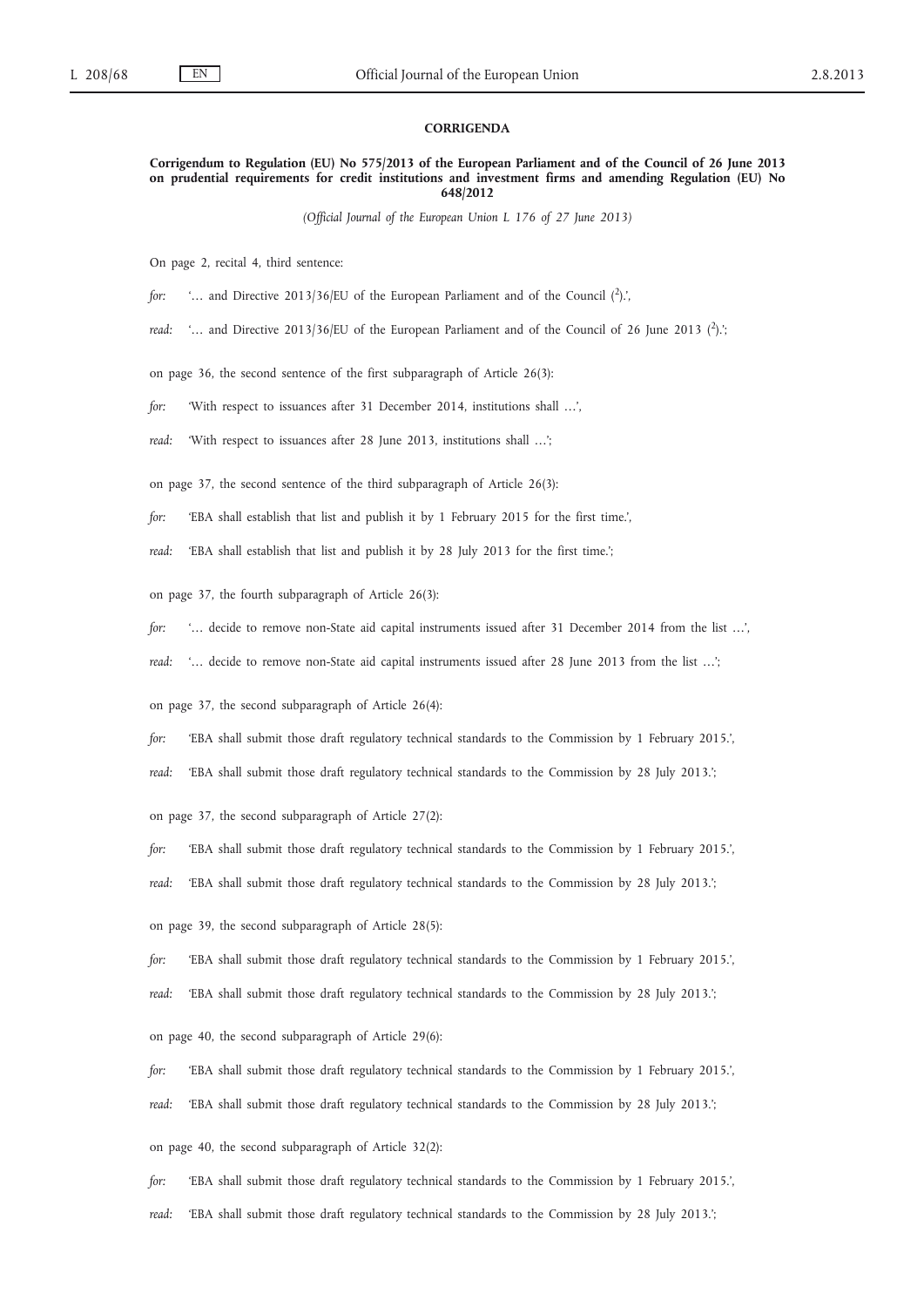## CORRIGENDA

**Corrigendum to Regulation (EU) No 575/2013 of the European Parliament and of the Council of 26 June 2013 on prudential requirements for credit institutions and investment firms and amending Regulation (EU) No 648/2012**

*(Official Journal of the European Union L 176 of 27 June 2013)*

On page 2, recital 4, third sentence:

*for:* '… and Directive 2013/36/EU of the European Parliament and of the Council ([2]).',

*read:* '… and Directive 2013/36/EU of the European Parliament and of the Council of 26 June 2013 ([2]).';

on page 36, the second sentence of the first subparagraph of Article 26(3):

*for:* 'With respect to issuances after 31 December 2014, institutions shall …',

*read:* 'With respect to issuances after 28 June 2013, institutions shall …';

on page 37, the second sentence of the third subparagraph of Article 26(3):

*for:* 'EBA shall establish that list and publish it by 1 February 2015 for the first time.',

*read:* 'EBA shall establish that list and publish it by 28 July 2013 for the first time.';

on page 37, the fourth subparagraph of Article 26(3):

*for:* '… decide to remove non-State aid capital instruments issued after 31 December 2014 from the list …',

*read:* '… decide to remove non-State aid capital instruments issued after 28 June 2013 from the list …';

on page 37, the second subparagraph of Article 26(4):

*for:* 'EBA shall submit those draft regulatory technical standards to the Commission by 1 February 2015.',

*read:* 'EBA shall submit those draft regulatory technical standards to the Commission by 28 July 2013.';

on page 37, the second subparagraph of Article 27(2):

*for:* 'EBA shall submit those draft regulatory technical standards to the Commission by 1 February 2015.',

*read:* 'EBA shall submit those draft regulatory technical standards to the Commission by 28 July 2013.';

on page 39, the second subparagraph of Article 28(5):

*for:* 'EBA shall submit those draft regulatory technical standards to the Commission by 1 February 2015.',

*read:* 'EBA shall submit those draft regulatory technical standards to the Commission by 28 July 2013.';

on page 40, the second subparagraph of Article 29(6):

*for:* 'EBA shall submit those draft regulatory technical standards to the Commission by 1 February 2015.',

*read:* 'EBA shall submit those draft regulatory technical standards to the Commission by 28 July 2013.';

on page 40, the second subparagraph of Article 32(2):

*for:* 'EBA shall submit those draft regulatory technical standards to the Commission by 1 February 2015.',

*read:* 'EBA shall submit those draft regulatory technical standards to the Commission by 28 July 2013.';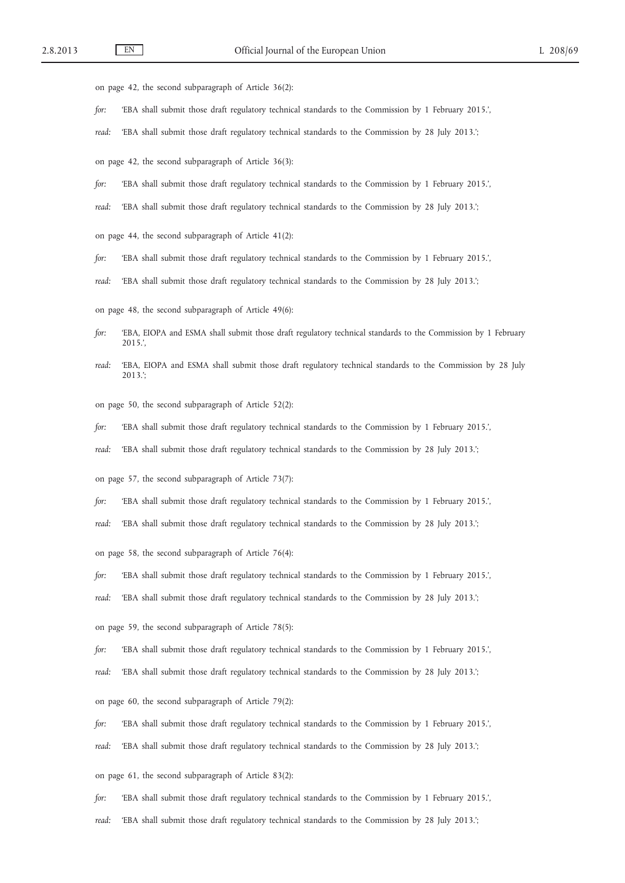on page 42, the second subparagraph of Article 36(2):

*for:* 'EBA shall submit those draft regulatory technical standards to the Commission by 1 February 2015.',

*read:* 'EBA shall submit those draft regulatory technical standards to the Commission by 28 July 2013.';

on page 42, the second subparagraph of Article 36(3):

*for:* 'EBA shall submit those draft regulatory technical standards to the Commission by 1 February 2015.',

*read:* 'EBA shall submit those draft regulatory technical standards to the Commission by 28 July 2013.';

on page 44, the second subparagraph of Article 41(2):

*for:* 'EBA shall submit those draft regulatory technical standards to the Commission by 1 February 2015.',

*read:* 'EBA shall submit those draft regulatory technical standards to the Commission by 28 July 2013.';

on page 48, the second subparagraph of Article 49(6):

*for:* 'EBA, EIOPA and ESMA shall submit those draft regulatory technical standards to the Commission by 1 February 2015.',

*read:* 'EBA, EIOPA and ESMA shall submit those draft regulatory technical standards to the Commission by 28 July 2013.';

on page 50, the second subparagraph of Article 52(2):

*for:* 'EBA shall submit those draft regulatory technical standards to the Commission by 1 February 2015.',

*read:* 'EBA shall submit those draft regulatory technical standards to the Commission by 28 July 2013.';

on page 57, the second subparagraph of Article 73(7):

*for:* 'EBA shall submit those draft regulatory technical standards to the Commission by 1 February 2015.',

*read:* 'EBA shall submit those draft regulatory technical standards to the Commission by 28 July 2013.';

on page 58, the second subparagraph of Article 76(4):

*for:* 'EBA shall submit those draft regulatory technical standards to the Commission by 1 February 2015.',

*read:* 'EBA shall submit those draft regulatory technical standards to the Commission by 28 July 2013.';

on page 59, the second subparagraph of Article 78(5):

*for:* 'EBA shall submit those draft regulatory technical standards to the Commission by 1 February 2015.',

*read:* 'EBA shall submit those draft regulatory technical standards to the Commission by 28 July 2013.';

on page 60, the second subparagraph of Article 79(2):

*for:* 'EBA shall submit those draft regulatory technical standards to the Commission by 1 February 2015.',

*read:* 'EBA shall submit those draft regulatory technical standards to the Commission by 28 July 2013.';

on page 61, the second subparagraph of Article 83(2):

*for:* 'EBA shall submit those draft regulatory technical standards to the Commission by 1 February 2015.',

*read:* 'EBA shall submit those draft regulatory technical standards to the Commission by 28 July 2013.';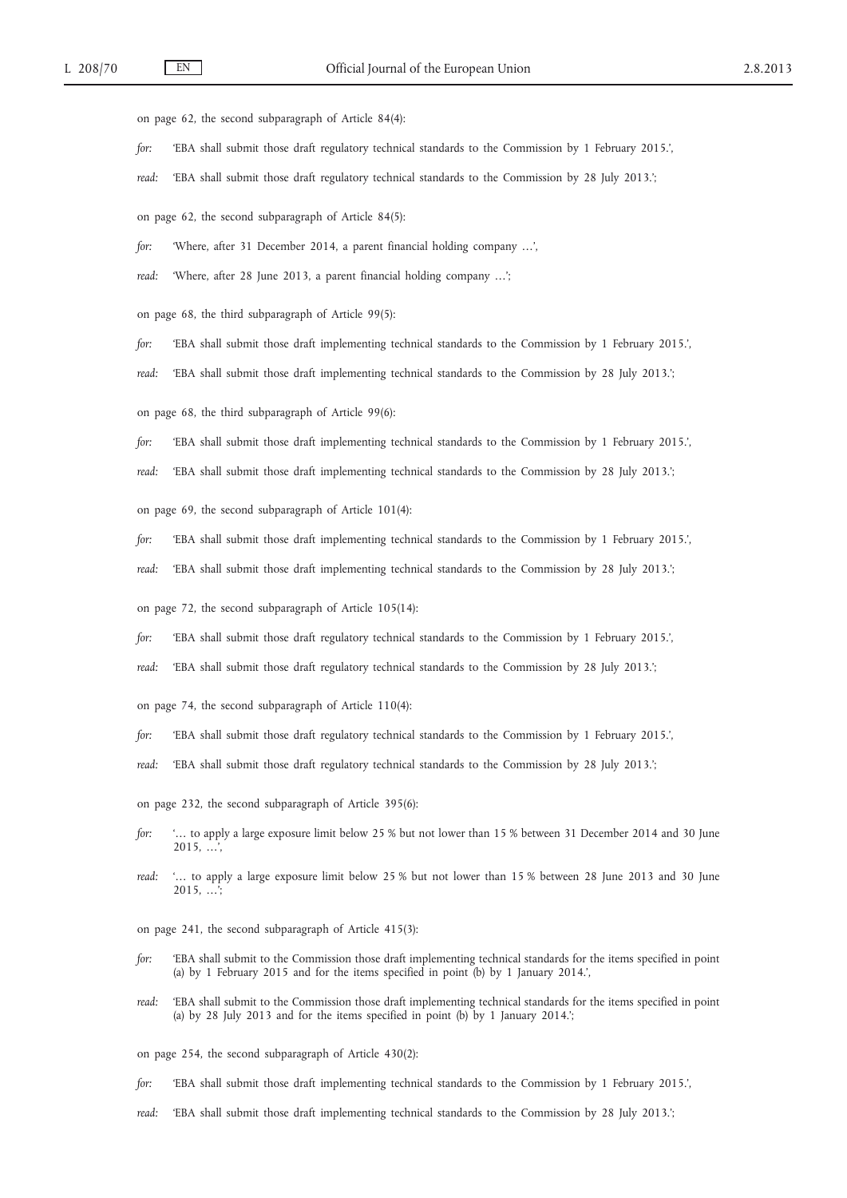on page 62, the second subparagraph of Article 84(4):

*for:* 'EBA shall submit those draft regulatory technical standards to the Commission by 1 February 2015.',

*read:* 'EBA shall submit those draft regulatory technical standards to the Commission by 28 July 2013.';

on page 62, the second subparagraph of Article 84(5):

*for:* 'Where, after 31 December 2014, a parent financial holding company …',

*read:* 'Where, after 28 June 2013, a parent financial holding company …';

on page 68, the third subparagraph of Article 99(5):

*for:* 'EBA shall submit those draft implementing technical standards to the Commission by 1 February 2015.',

*read:* 'EBA shall submit those draft implementing technical standards to the Commission by 28 July 2013.';

on page 68, the third subparagraph of Article 99(6):

*for:* 'EBA shall submit those draft implementing technical standards to the Commission by 1 February 2015.',

*read:* 'EBA shall submit those draft implementing technical standards to the Commission by 28 July 2013.';

on page 69, the second subparagraph of Article 101(4):

*for:* 'EBA shall submit those draft implementing technical standards to the Commission by 1 February 2015.',

*read:* 'EBA shall submit those draft implementing technical standards to the Commission by 28 July 2013.';

on page 72, the second subparagraph of Article 105(14):

*for:* 'EBA shall submit those draft regulatory technical standards to the Commission by 1 February 2015.',

*read:* 'EBA shall submit those draft regulatory technical standards to the Commission by 28 July 2013.';

on page 74, the second subparagraph of Article 110(4):

*for:* 'EBA shall submit those draft regulatory technical standards to the Commission by 1 February 2015.',

*read:* 'EBA shall submit those draft regulatory technical standards to the Commission by 28 July 2013.';

on page 232, the second subparagraph of Article 395(6):

*for:* '… to apply a large exposure limit below 25 % but not lower than 15 % between 31 December 2014 and 30 June 2015, …',

*read:* '… to apply a large exposure limit below 25 % but not lower than 15 % between 28 June 2013 and 30 June 2015, …';

on page 241, the second subparagraph of Article 415(3):

*for:* 'EBA shall submit to the Commission those draft implementing technical standards for the items specified in point (a) by 1 February 2015 and for the items specified in point (b) by 1 January 2014.',

*read:* 'EBA shall submit to the Commission those draft implementing technical standards for the items specified in point (a) by 28 July 2013 and for the items specified in point (b) by 1 January 2014.';

on page 254, the second subparagraph of Article 430(2):

*for:* 'EBA shall submit those draft implementing technical standards to the Commission by 1 February 2015.',

*read:* 'EBA shall submit those draft implementing technical standards to the Commission by 28 July 2013.';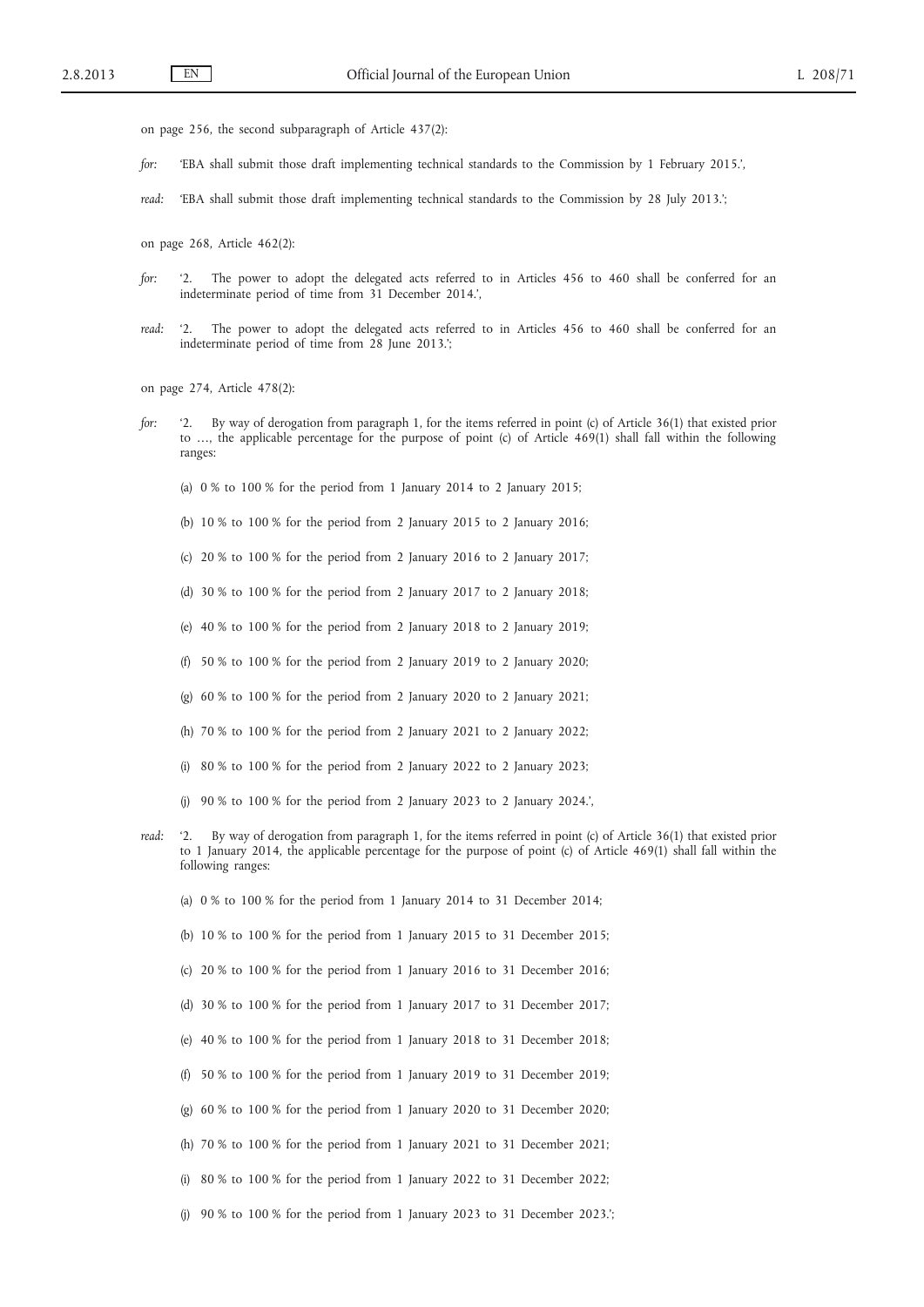on page 256, the second subparagraph of Article 437(2):

*for:* 'EBA shall submit those draft implementing technical standards to the Commission by 1 February 2015.',

*read:* 'EBA shall submit those draft implementing technical standards to the Commission by 28 July 2013.';

on page 268, Article 462(2):

*for:* '2. The power to adopt the delegated acts referred to in Articles 456 to 460 shall be conferred for an indeterminate period of time from 31 December 2014.',

*read:* '2. The power to adopt the delegated acts referred to in Articles 456 to 460 shall be conferred for an indeterminate period of time from 28 June 2013.';

on page 274, Article 478(2):

*for:* '2. By way of derogation from paragraph 1, for the items referred in point (c) of Article 36(1) that existed prior to …, the applicable percentage for the purpose of point (c) of Article 469(1) shall fall within the following ranges:

(a) 0 % to 100 % for the period from 1 January 2014 to 2 January 2015;

(b) 10 % to 100 % for the period from 2 January 2015 to 2 January 2016;

(c) 20 % to 100 % for the period from 2 January 2016 to 2 January 2017;

(d) 30 % to 100 % for the period from 2 January 2017 to 2 January 2018;

(e) 40 % to 100 % for the period from 2 January 2018 to 2 January 2019;

(f) 50 % to 100 % for the period from 2 January 2019 to 2 January 2020;

(g) 60 % to 100 % for the period from 2 January 2020 to 2 January 2021;

(h) 70 % to 100 % for the period from 2 January 2021 to 2 January 2022;

(i) 80 % to 100 % for the period from 2 January 2022 to 2 January 2023;

(j) 90 % to 100 % for the period from 2 January 2023 to 2 January 2024.',

*read:* '2. By way of derogation from paragraph 1, for the items referred in point (c) of Article 36(1) that existed prior to 1 January 2014, the applicable percentage for the purpose of point (c) of Article 469(1) shall fall within the following ranges:

(a) 0 % to 100 % for the period from 1 January 2014 to 31 December 2014;

(b) 10 % to 100 % for the period from 1 January 2015 to 31 December 2015;

(c) 20 % to 100 % for the period from 1 January 2016 to 31 December 2016;

(d) 30 % to 100 % for the period from 1 January 2017 to 31 December 2017;

(e) 40 % to 100 % for the period from 1 January 2018 to 31 December 2018;

(f) 50 % to 100 % for the period from 1 January 2019 to 31 December 2019;

(g) 60 % to 100 % for the period from 1 January 2020 to 31 December 2020;

(h) 70 % to 100 % for the period from 1 January 2021 to 31 December 2021;

(i) 80 % to 100 % for the period from 1 January 2022 to 31 December 2022;

(j) 90 % to 100 % for the period from 1 January 2023 to 31 December 2023.';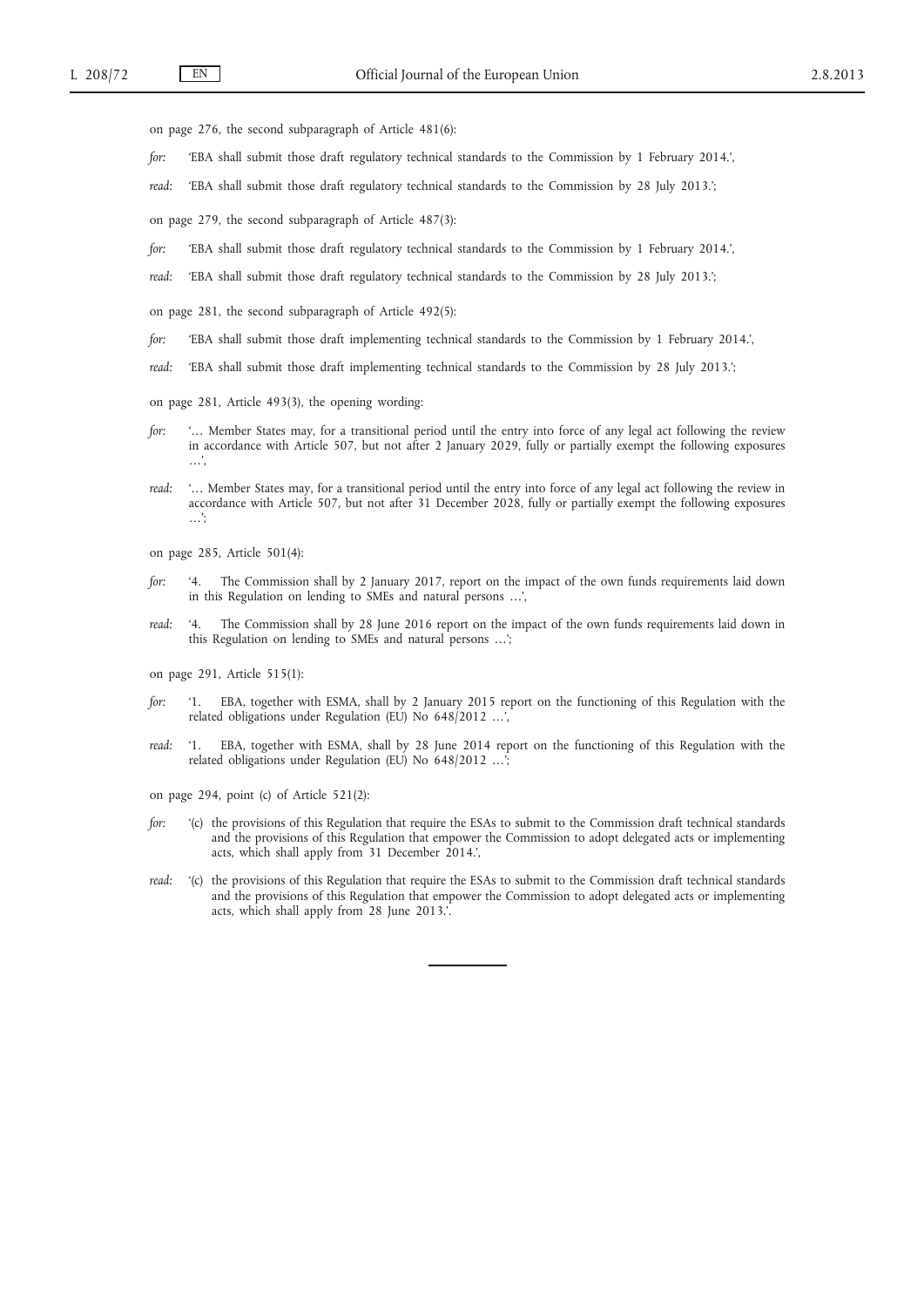on page 276, the second subparagraph of Article 481(6):

*for:* 'EBA shall submit those draft regulatory technical standards to the Commission by 1 February 2014.',

*read:* 'EBA shall submit those draft regulatory technical standards to the Commission by 28 July 2013.';

on page 279, the second subparagraph of Article 487(3):

*for:* 'EBA shall submit those draft regulatory technical standards to the Commission by 1 February 2014.',

*read:* 'EBA shall submit those draft regulatory technical standards to the Commission by 28 July 2013.';

on page 281, the second subparagraph of Article 492(5):

*for:* 'EBA shall submit those draft implementing technical standards to the Commission by 1 February 2014.',

*read:* 'EBA shall submit those draft implementing technical standards to the Commission by 28 July 2013.';

on page 281, Article 493(3), the opening wording:

*for:* '… Member States may, for a transitional period until the entry into force of any legal act following the review in accordance with Article 507, but not after 2 January 2029, fully or partially exempt the following exposures …',

*read:* '… Member States may, for a transitional period until the entry into force of any legal act following the review in accordance with Article 507, but not after 31 December 2028, fully or partially exempt the following exposures …';

on page 285, Article 501(4):

*for:* '4. The Commission shall by 2 January 2017, report on the impact of the own funds requirements laid down in this Regulation on lending to SMEs and natural persons …',

*read:* '4. The Commission shall by 28 June 2016 report on the impact of the own funds requirements laid down in this Regulation on lending to SMEs and natural persons …';

on page 291, Article 515(1):

*for:* '1. EBA, together with ESMA, shall by 2 January 2015 report on the functioning of this Regulation with the related obligations under Regulation (EU) No 648/2012 …',

*read:* '1. EBA, together with ESMA, shall by 28 June 2014 report on the functioning of this Regulation with the related obligations under Regulation (EU) No 648/2012 …';

on page 294, point (c) of Article 521(2):

*for:* '(c) the provisions of this Regulation that require the ESAs to submit to the Commission draft technical standards and the provisions of this Regulation that empower the Commission to adopt delegated acts or implementing acts, which shall apply from 31 December 2014.',

*read:* '(c) the provisions of this Regulation that require the ESAs to submit to the Commission draft technical standards and the provisions of this Regulation that empower the Commission to adopt delegated acts or implementing acts, which shall apply from 28 June 2013.'.